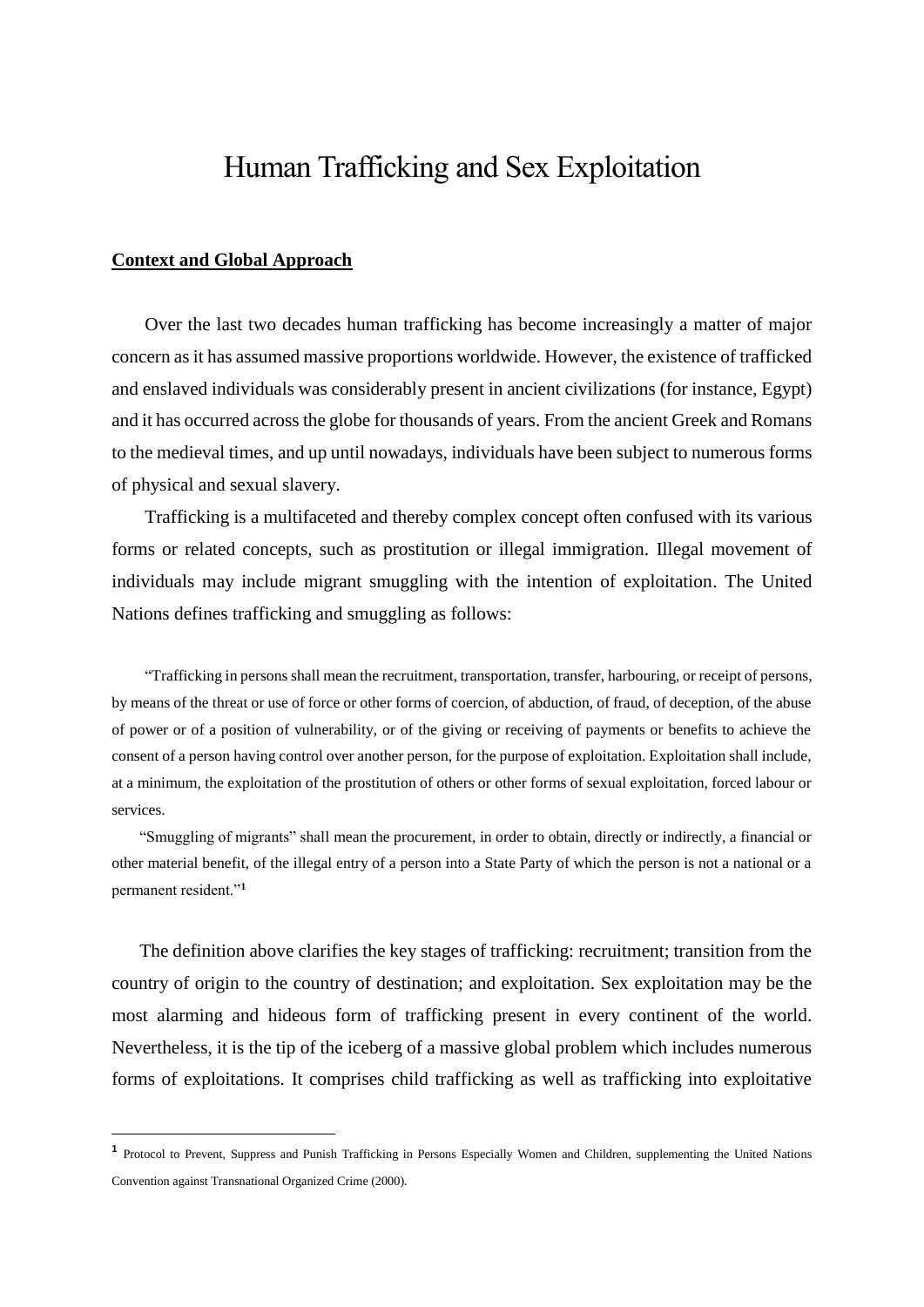# Human Trafficking and Sex Exploitation

## Context and Global Approach

Over the last two decades human trafficking has become increasingly a matter of major concern as it has assumed massive proportions worldwide. However, the existence of trafficked and enslaved individuals was considerably present in ancient civilizations (for instance, Egypt) and it has occurred across the globe for thousands of years. From the ancient Greek and Romans to the medieval times, and up until nowadays, individuals have been subject to numerous forms of physical and sexual slavery.

Trafficking is a multifaceted and thereby complex concept often confused with its various forms or related concepts, such as prostitution or illegal immigration. Illegal movement of individuals may include migrant smuggling with the intention of exploitation. The United Nations defines trafficking and smuggling as follows:

> "Trafficking in persons shall mean the recruitment, transportation, transfer, harbouring, or receipt of persons, by means of the threat or use of force or other forms of coercion, of abduction, of fraud, of deception, of the abuse of power or of a position of vulnerability, or of the giving or receiving of payments or benefits to achieve the consent of a person having control over another person, for the purpose of exploitation. Exploitation shall include, at a minimum, the exploitation of the prostitution of others or other forms of sexual exploitation, forced labour or services.
>
> "Smuggling of migrants" shall mean the procurement, in order to obtain, directly or indirectly, a financial or other material benefit, of the illegal entry of a person into a State Party of which the person is not a national or a permanent resident."[1]

The definition above clarifies the key stages of trafficking: recruitment; transition from the country of origin to the country of destination; and exploitation. Sex exploitation may be the most alarming and hideous form of trafficking present in every continent of the world. Nevertheless, it is the tip of the iceberg of a massive global problem which includes numerous forms of exploitations. It comprises child trafficking as well as trafficking into exploitative

[1] Protocol to Prevent, Suppress and Punish Trafficking in Persons Especially Women and Children, supplementing the United Nations Convention against Transnational Organized Crime (2000).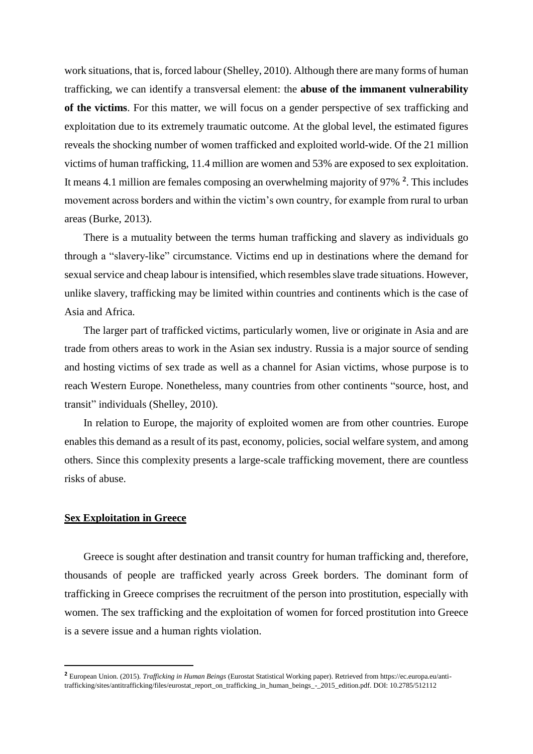work situations, that is, forced labour (Shelley, 2010). Although there are many forms of human trafficking, we can identify a transversal element: the **abuse of the immanent vulnerability of the victims**. For this matter, we will focus on a gender perspective of sex trafficking and exploitation due to its extremely traumatic outcome. At the global level, the estimated figures reveals the shocking number of women trafficked and exploited world-wide. Of the 21 million victims of human trafficking, 11.4 million are women and 53% are exposed to sex exploitation. It means 4.1 million are females composing an overwhelming majority of 97% [2]. This includes movement across borders and within the victim's own country, for example from rural to urban areas (Burke, 2013).

There is a mutuality between the terms human trafficking and slavery as individuals go through a "slavery-like" circumstance. Victims end up in destinations where the demand for sexual service and cheap labour is intensified, which resembles slave trade situations. However, unlike slavery, trafficking may be limited within countries and continents which is the case of Asia and Africa.

The larger part of trafficked victims, particularly women, live or originate in Asia and are trade from others areas to work in the Asian sex industry. Russia is a major source of sending and hosting victims of sex trade as well as a channel for Asian victims, whose purpose is to reach Western Europe. Nonetheless, many countries from other continents "source, host, and transit" individuals (Shelley, 2010).

In relation to Europe, the majority of exploited women are from other countries. Europe enables this demand as a result of its past, economy, policies, social welfare system, and among others. Since this complexity presents a large-scale trafficking movement, there are countless risks of abuse.

## Sex Exploitation in Greece

Greece is sought after destination and transit country for human trafficking and, therefore, thousands of people are trafficked yearly across Greek borders. The dominant form of trafficking in Greece comprises the recruitment of the person into prostitution, especially with women. The sex trafficking and the exploitation of women for forced prostitution into Greece is a severe issue and a human rights violation.

---

[2] European Union. (2015). *Trafficking in Human Beings* (Eurostat Statistical Working paper). Retrieved from https://ec.europa.eu/anti-trafficking/sites/antitrafficking/files/eurostat_report_on_trafficking_in_human_beings_-_2015_edition.pdf. DOI: 10.2785/512112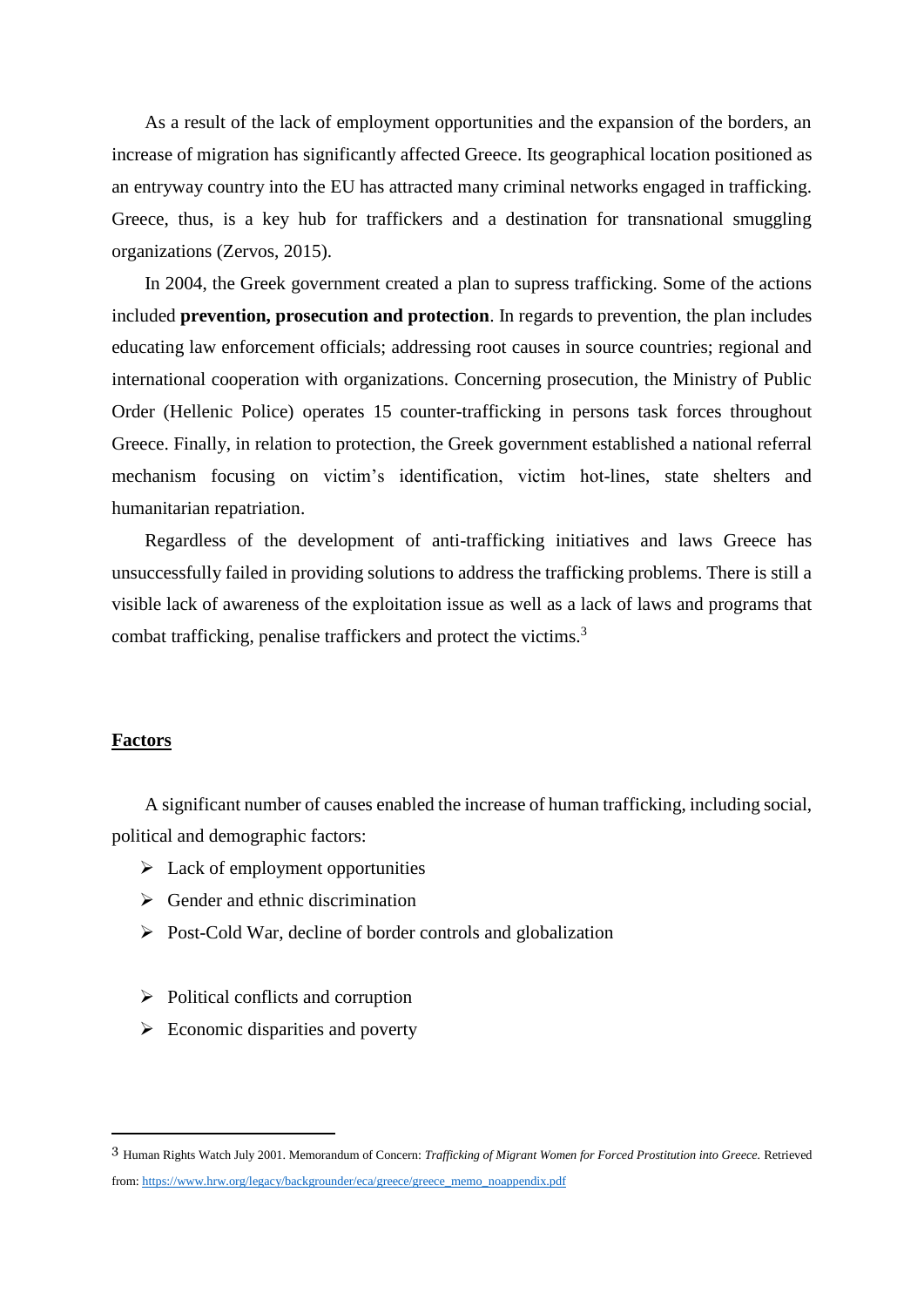As a result of the lack of employment opportunities and the expansion of the borders, an increase of migration has significantly affected Greece. Its geographical location positioned as an entryway country into the EU has attracted many criminal networks engaged in trafficking. Greece, thus, is a key hub for traffickers and a destination for transnational smuggling organizations (Zervos, 2015).

In 2004, the Greek government created a plan to supress trafficking. Some of the actions included **prevention, prosecution and protection**. In regards to prevention, the plan includes educating law enforcement officials; addressing root causes in source countries; regional and international cooperation with organizations. Concerning prosecution, the Ministry of Public Order (Hellenic Police) operates 15 counter-trafficking in persons task forces throughout Greece. Finally, in relation to protection, the Greek government established a national referral mechanism focusing on victim's identification, victim hot-lines, state shelters and humanitarian repatriation.

Regardless of the development of anti-trafficking initiatives and laws Greece has unsuccessfully failed in providing solutions to address the trafficking problems. There is still a visible lack of awareness of the exploitation issue as well as a lack of laws and programs that combat trafficking, penalise traffickers and protect the victims.[3]

## Factors

A significant number of causes enabled the increase of human trafficking, including social, political and demographic factors:

- Lack of employment opportunities
- Gender and ethnic discrimination
- Post-Cold War, decline of border controls and globalization
- Political conflicts and corruption
- Economic disparities and poverty

---

[3] Human Rights Watch July 2001. Memorandum of Concern: *Trafficking of Migrant Women for Forced Prostitution into Greece.* Retrieved from: https://www.hrw.org/legacy/backgrounder/eca/greece/greece_memo_noappendix.pdf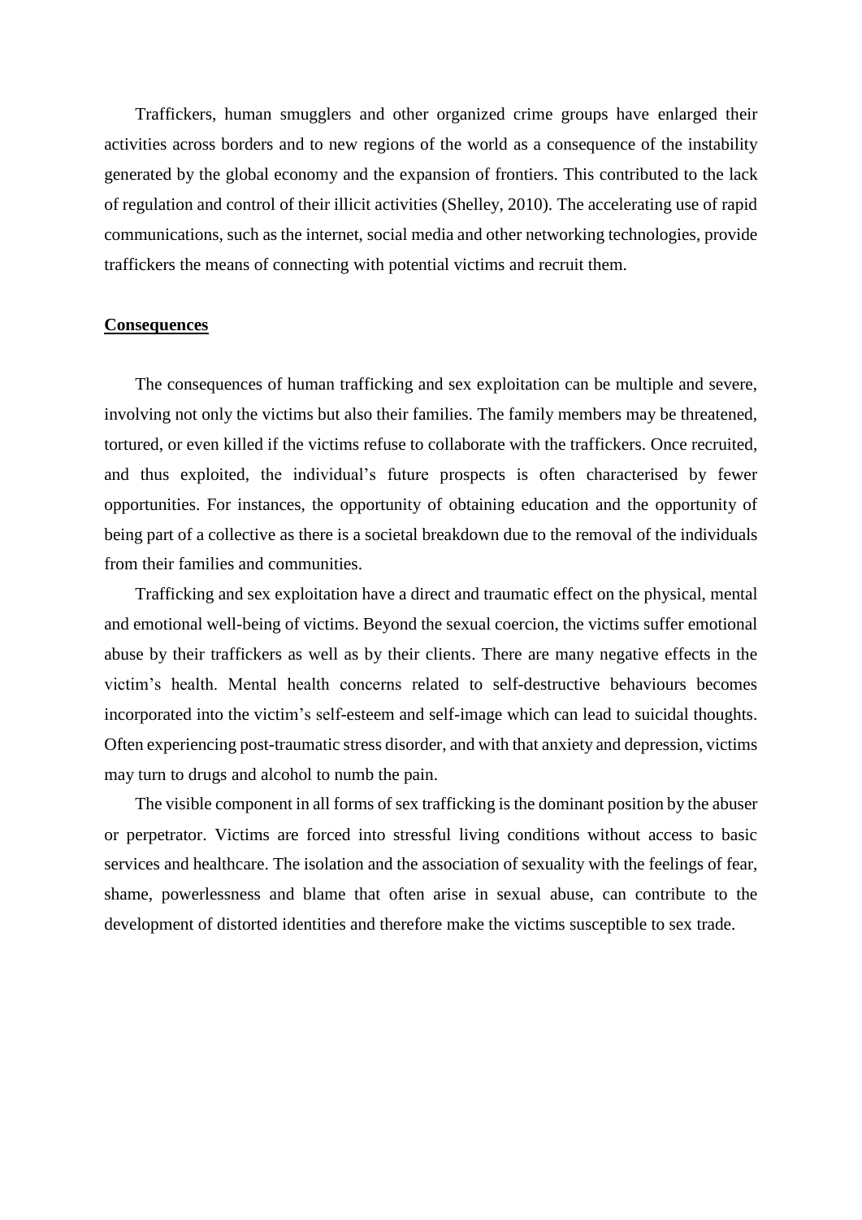Traffickers, human smugglers and other organized crime groups have enlarged their activities across borders and to new regions of the world as a consequence of the instability generated by the global economy and the expansion of frontiers. This contributed to the lack of regulation and control of their illicit activities (Shelley, 2010). The accelerating use of rapid communications, such as the internet, social media and other networking technologies, provide traffickers the means of connecting with potential victims and recruit them.

## Consequences

The consequences of human trafficking and sex exploitation can be multiple and severe, involving not only the victims but also their families. The family members may be threatened, tortured, or even killed if the victims refuse to collaborate with the traffickers. Once recruited, and thus exploited, the individual's future prospects is often characterised by fewer opportunities. For instances, the opportunity of obtaining education and the opportunity of being part of a collective as there is a societal breakdown due to the removal of the individuals from their families and communities.

Trafficking and sex exploitation have a direct and traumatic effect on the physical, mental and emotional well-being of victims. Beyond the sexual coercion, the victims suffer emotional abuse by their traffickers as well as by their clients. There are many negative effects in the victim's health. Mental health concerns related to self-destructive behaviours becomes incorporated into the victim's self-esteem and self-image which can lead to suicidal thoughts. Often experiencing post-traumatic stress disorder, and with that anxiety and depression, victims may turn to drugs and alcohol to numb the pain.

The visible component in all forms of sex trafficking is the dominant position by the abuser or perpetrator. Victims are forced into stressful living conditions without access to basic services and healthcare. The isolation and the association of sexuality with the feelings of fear, shame, powerlessness and blame that often arise in sexual abuse, can contribute to the development of distorted identities and therefore make the victims susceptible to sex trade.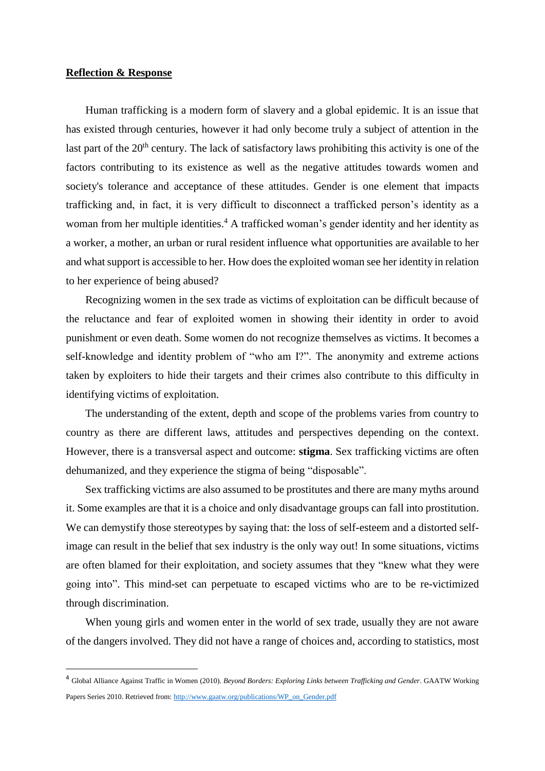**Reflection & Response**

Human trafficking is a modern form of slavery and a global epidemic. It is an issue that has existed through centuries, however it had only become truly a subject of attention in the last part of the 20th century. The lack of satisfactory laws prohibiting this activity is one of the factors contributing to its existence as well as the negative attitudes towards women and society's tolerance and acceptance of these attitudes. Gender is one element that impacts trafficking and, in fact, it is very difficult to disconnect a trafficked person's identity as a woman from her multiple identities.[4] A trafficked woman's gender identity and her identity as a worker, a mother, an urban or rural resident influence what opportunities are available to her and what support is accessible to her. How does the exploited woman see her identity in relation to her experience of being abused?

Recognizing women in the sex trade as victims of exploitation can be difficult because of the reluctance and fear of exploited women in showing their identity in order to avoid punishment or even death. Some women do not recognize themselves as victims. It becomes a self-knowledge and identity problem of "who am I?". The anonymity and extreme actions taken by exploiters to hide their targets and their crimes also contribute to this difficulty in identifying victims of exploitation.

The understanding of the extent, depth and scope of the problems varies from country to country as there are different laws, attitudes and perspectives depending on the context. However, there is a transversal aspect and outcome: **stigma**. Sex trafficking victims are often dehumanized, and they experience the stigma of being "disposable".

Sex trafficking victims are also assumed to be prostitutes and there are many myths around it. Some examples are that it is a choice and only disadvantage groups can fall into prostitution. We can demystify those stereotypes by saying that: the loss of self-esteem and a distorted self-image can result in the belief that sex industry is the only way out! In some situations, victims are often blamed for their exploitation, and society assumes that they "knew what they were going into". This mind-set can perpetuate to escaped victims who are to be re-victimized through discrimination.

When young girls and women enter in the world of sex trade, usually they are not aware of the dangers involved. They did not have a range of choices and, according to statistics, most

---

[4] Global Alliance Against Traffic in Women (2010). *Beyond Borders: Exploring Links between Trafficking and Gender*. GAATW Working Papers Series 2010. Retrieved from: http://www.gaatw.org/publications/WP_on_Gender.pdf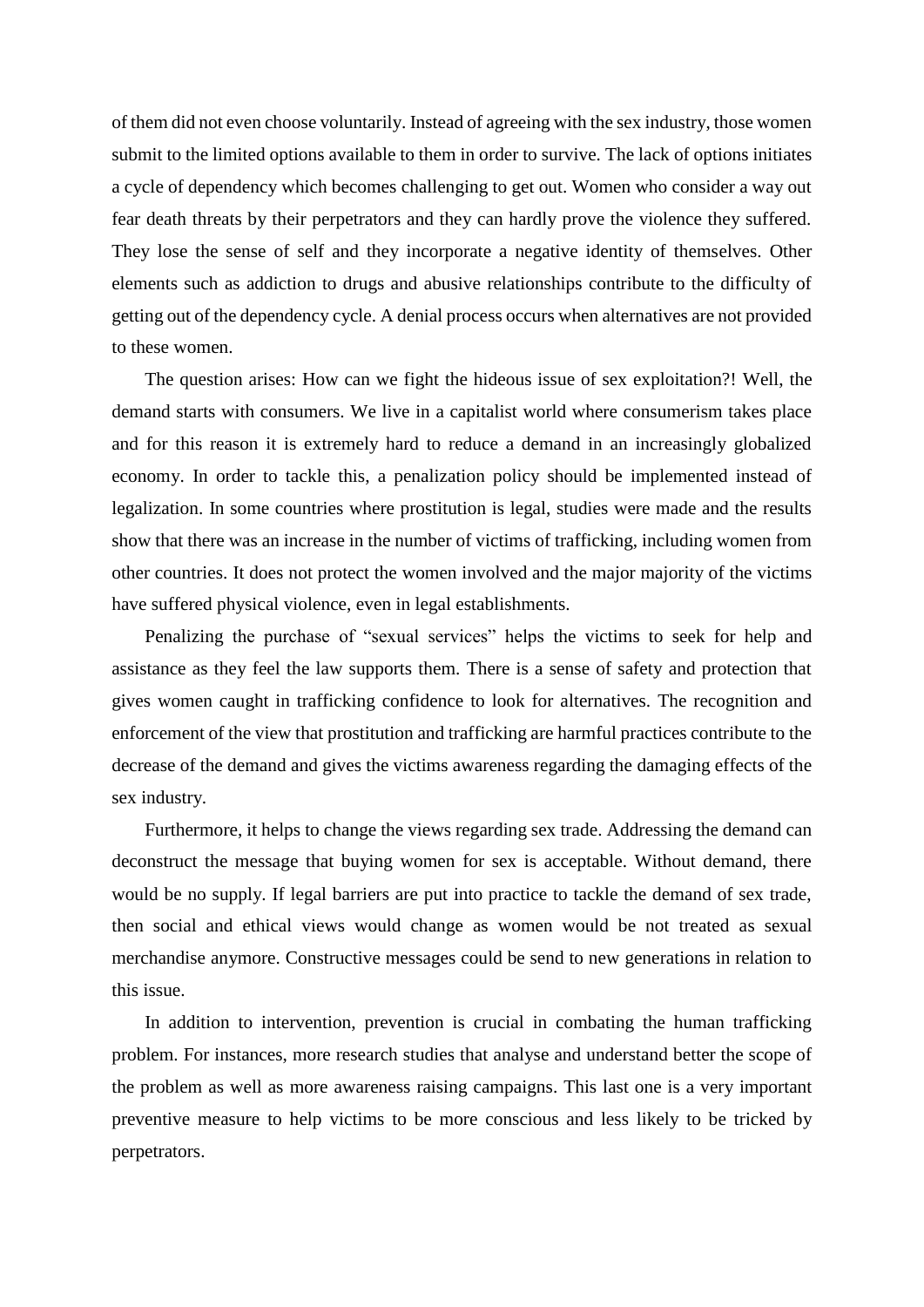of them did not even choose voluntarily. Instead of agreeing with the sex industry, those women submit to the limited options available to them in order to survive. The lack of options initiates a cycle of dependency which becomes challenging to get out. Women who consider a way out fear death threats by their perpetrators and they can hardly prove the violence they suffered. They lose the sense of self and they incorporate a negative identity of themselves. Other elements such as addiction to drugs and abusive relationships contribute to the difficulty of getting out of the dependency cycle. A denial process occurs when alternatives are not provided to these women.

The question arises: How can we fight the hideous issue of sex exploitation?! Well, the demand starts with consumers. We live in a capitalist world where consumerism takes place and for this reason it is extremely hard to reduce a demand in an increasingly globalized economy. In order to tackle this, a penalization policy should be implemented instead of legalization. In some countries where prostitution is legal, studies were made and the results show that there was an increase in the number of victims of trafficking, including women from other countries. It does not protect the women involved and the major majority of the victims have suffered physical violence, even in legal establishments.

Penalizing the purchase of "sexual services" helps the victims to seek for help and assistance as they feel the law supports them. There is a sense of safety and protection that gives women caught in trafficking confidence to look for alternatives. The recognition and enforcement of the view that prostitution and trafficking are harmful practices contribute to the decrease of the demand and gives the victims awareness regarding the damaging effects of the sex industry.

Furthermore, it helps to change the views regarding sex trade. Addressing the demand can deconstruct the message that buying women for sex is acceptable. Without demand, there would be no supply. If legal barriers are put into practice to tackle the demand of sex trade, then social and ethical views would change as women would be not treated as sexual merchandise anymore. Constructive messages could be send to new generations in relation to this issue.

In addition to intervention, prevention is crucial in combating the human trafficking problem. For instances, more research studies that analyse and understand better the scope of the problem as well as more awareness raising campaigns. This last one is a very important preventive measure to help victims to be more conscious and less likely to be tricked by perpetrators.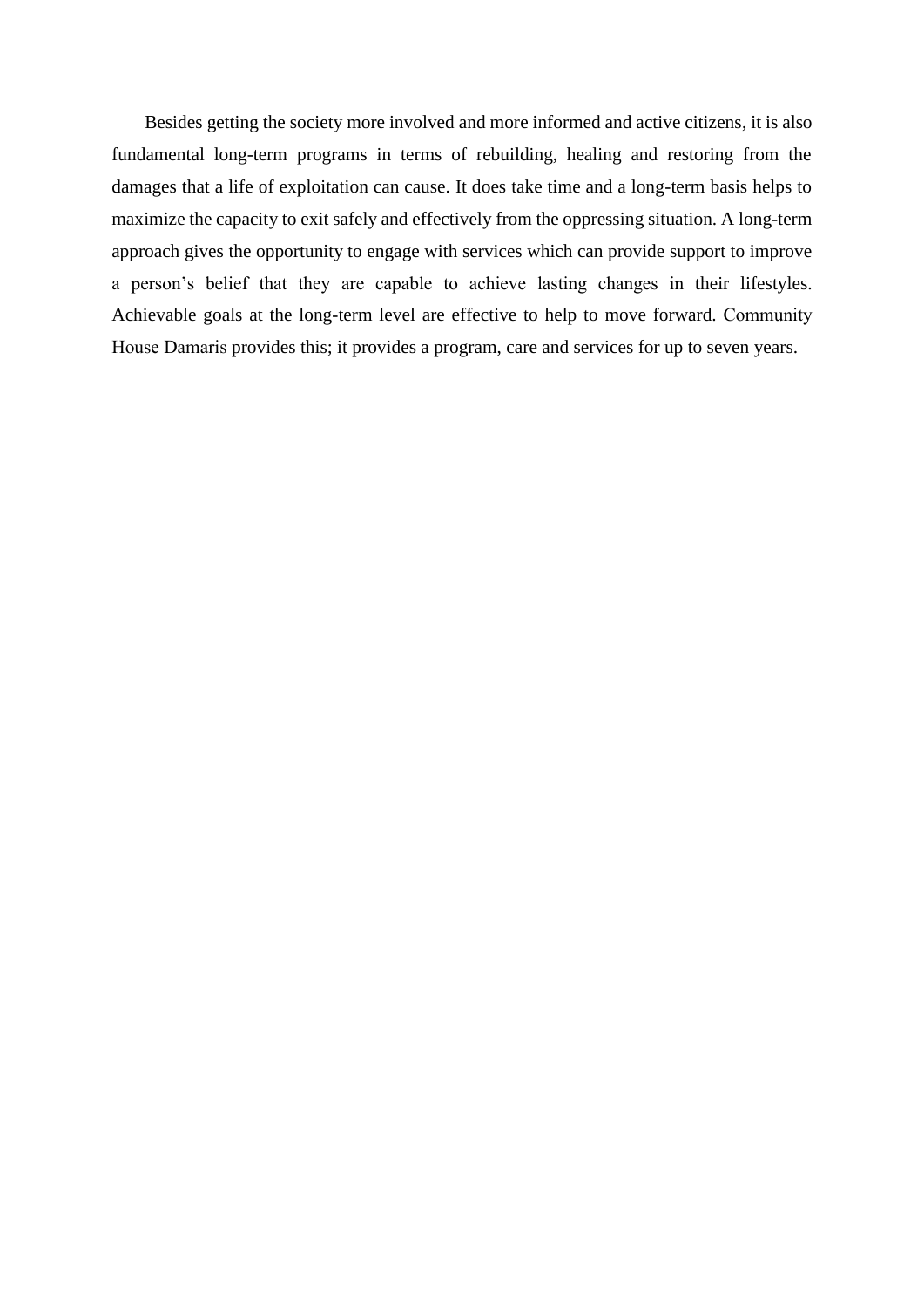Besides getting the society more involved and more informed and active citizens, it is also fundamental long-term programs in terms of rebuilding, healing and restoring from the damages that a life of exploitation can cause. It does take time and a long-term basis helps to maximize the capacity to exit safely and effectively from the oppressing situation. A long-term approach gives the opportunity to engage with services which can provide support to improve a person's belief that they are capable to achieve lasting changes in their lifestyles. Achievable goals at the long-term level are effective to help to move forward. Community House Damaris provides this; it provides a program, care and services for up to seven years.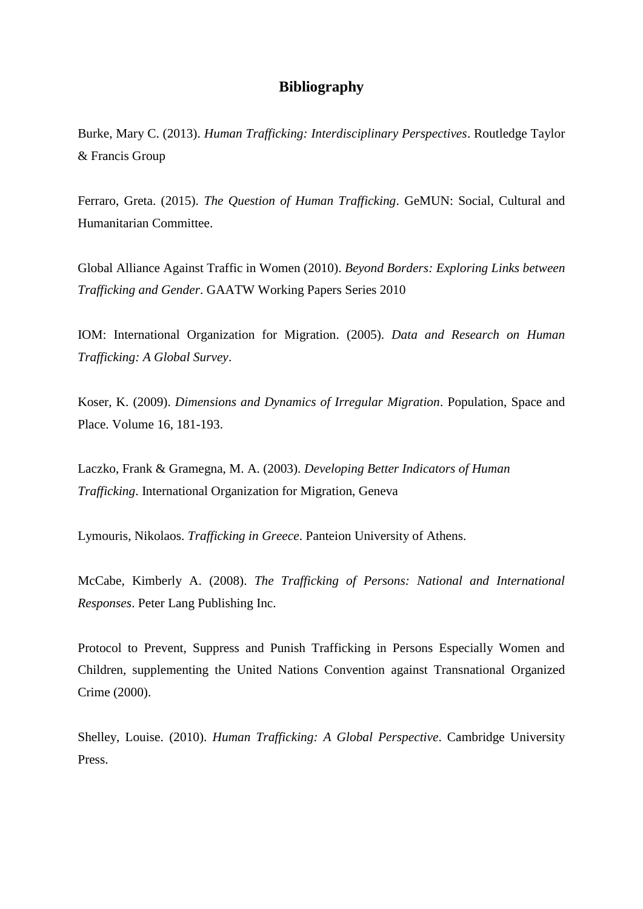# Bibliography

Burke, Mary C. (2013). *Human Trafficking: Interdisciplinary Perspectives*. Routledge Taylor & Francis Group

Ferraro, Greta. (2015). *The Question of Human Trafficking*. GeMUN: Social, Cultural and Humanitarian Committee.

Global Alliance Against Traffic in Women (2010). *Beyond Borders: Exploring Links between Trafficking and Gender*. GAATW Working Papers Series 2010

IOM: International Organization for Migration. (2005). *Data and Research on Human Trafficking: A Global Survey*.

Koser, K. (2009). *Dimensions and Dynamics of Irregular Migration*. Population, Space and Place. Volume 16, 181-193.

Laczko, Frank & Gramegna, M. A. (2003). *Developing Better Indicators of Human Trafficking*. International Organization for Migration, Geneva

Lymouris, Nikolaos. *Trafficking in Greece*. Panteion University of Athens.

McCabe, Kimberly A. (2008). *The Trafficking of Persons: National and International Responses*. Peter Lang Publishing Inc.

Protocol to Prevent, Suppress and Punish Trafficking in Persons Especially Women and Children, supplementing the United Nations Convention against Transnational Organized Crime (2000).

Shelley, Louise. (2010). *Human Trafficking: A Global Perspective*. Cambridge University Press.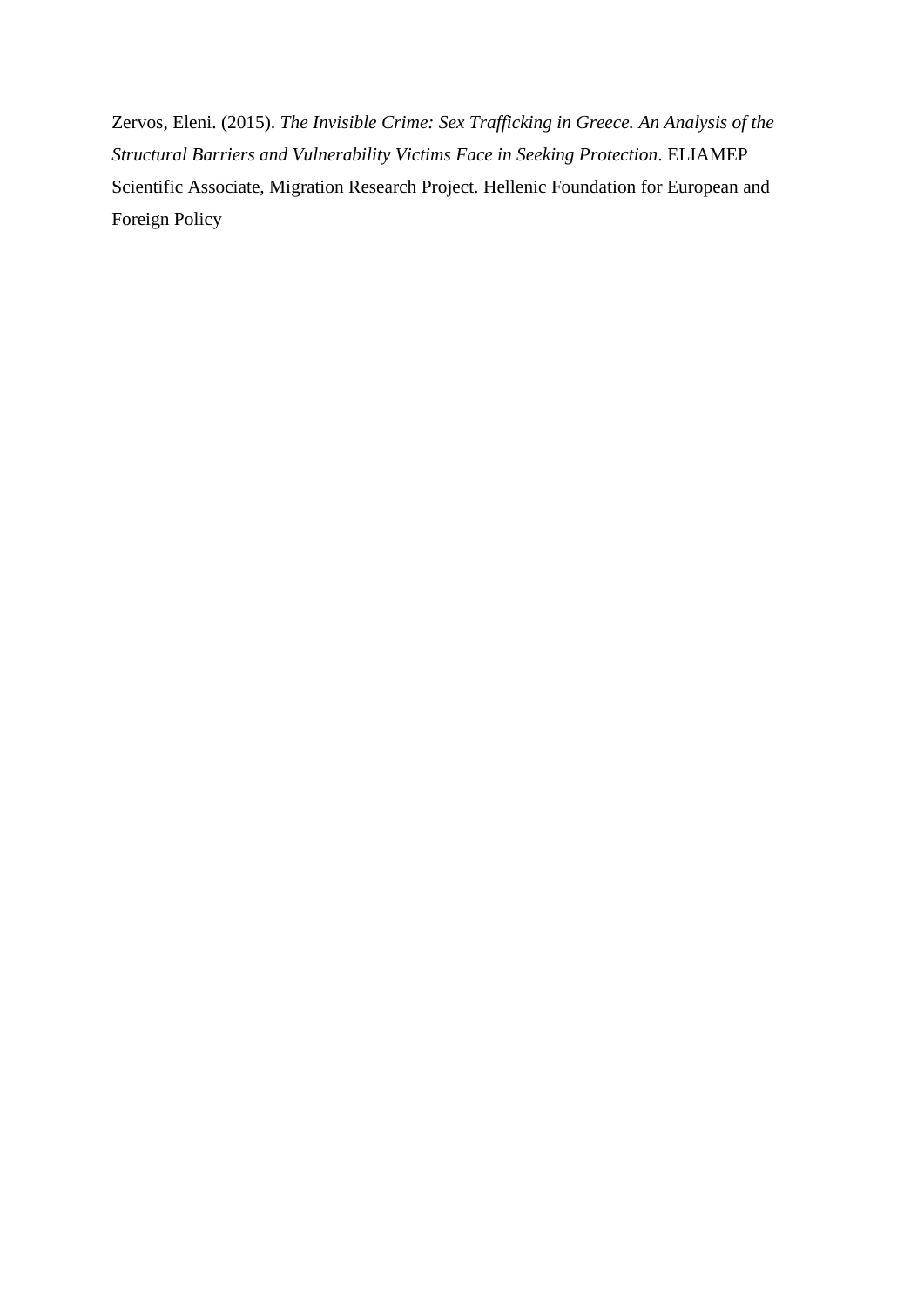Zervos, Eleni. (2015). *The Invisible Crime: Sex Trafficking in Greece. An Analysis of the Structural Barriers and Vulnerability Victims Face in Seeking Protection*. ELIAMEP Scientific Associate, Migration Research Project. Hellenic Foundation for European and Foreign Policy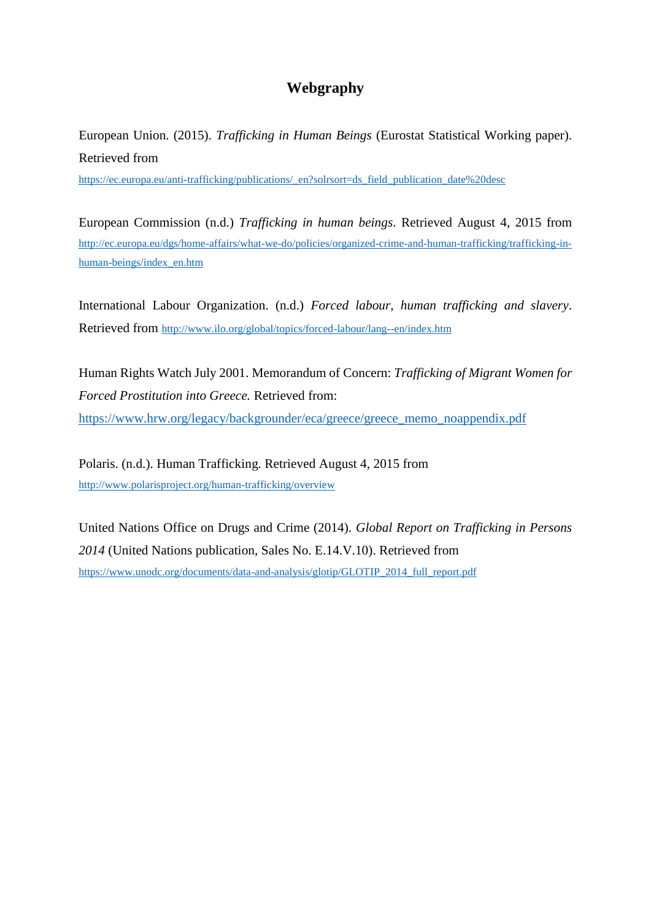# Webgraphy

European Union. (2015). *Trafficking in Human Beings* (Eurostat Statistical Working paper). Retrieved from https://ec.europa.eu/anti-trafficking/publications/_en?solrsort=ds_field_publication_date%20desc

European Commission (n.d.) *Trafficking in human beings*. Retrieved August 4, 2015 from http://ec.europa.eu/dgs/home-affairs/what-we-do/policies/organized-crime-and-human-trafficking/trafficking-in-human-beings/index_en.htm

International Labour Organization. (n.d.) *Forced labour, human trafficking and slavery*. Retrieved from http://www.ilo.org/global/topics/forced-labour/lang--en/index.htm

Human Rights Watch July 2001. Memorandum of Concern: *Trafficking of Migrant Women for Forced Prostitution into Greece.* Retrieved from: https://www.hrw.org/legacy/backgrounder/eca/greece/greece_memo_noappendix.pdf

Polaris. (n.d.). Human Trafficking. Retrieved August 4, 2015 from http://www.polarisproject.org/human-trafficking/overview

United Nations Office on Drugs and Crime (2014). *Global Report on Trafficking in Persons 2014* (United Nations publication, Sales No. E.14.V.10). Retrieved from https://www.unodc.org/documents/data-and-analysis/glotip/GLOTIP_2014_full_report.pdf